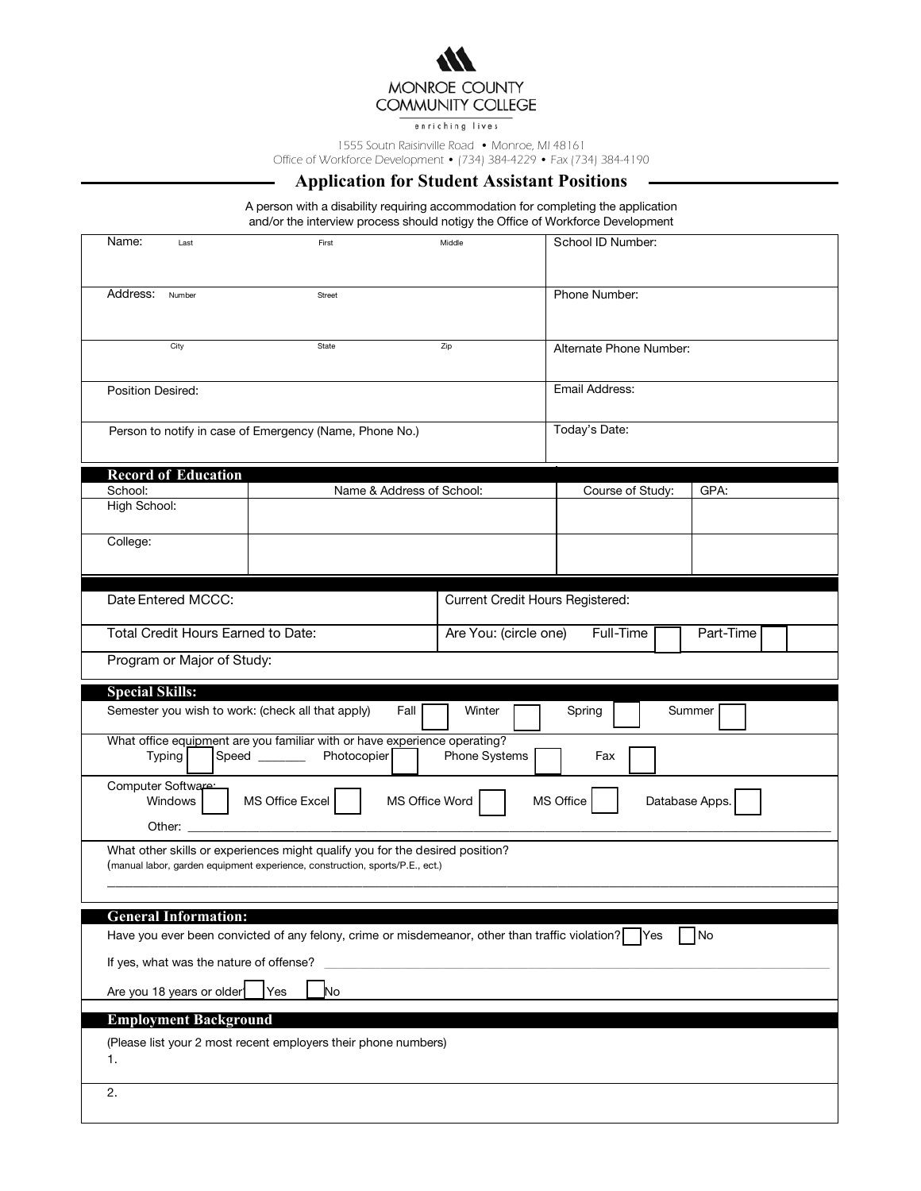MONROE COUNTY COMMUNITY COLLEGE

enriching lives

1555 South Raisinville Road • Monroe, MI 48161
Office of Workforce Development • (734) 384-4229 • Fax (734) 384-4190

# Application for Student Assistant Positions

A person with a disability requiring accommodation for completing the application and/or the interview process should notigy the Office of Workforce Development

| | |
|---|---|
| Name: Last First Middle | School ID Number: |
| Address: Number Street | Phone Number: |
| City State Zip | Alternate Phone Number: |
| Position Desired: | Email Address: |
| Person to notify in case of Emergency (Name, Phone No.) | Today's Date: |

## Record of Education

| School: | Name & Address of School: | Course of Study: | GPA: |
|---|---|---|---|
| High School: | | | |
| College: | | | |

| | |
|---|---|
| Date Entered MCCC: | Current Credit Hours Registered: |
| Total Credit Hours Earned to Date: | Are You: (circle one) Full-Time ☐ Part-Time ☐ |
| Program or Major of Study: | |

## Special Skills:

Semester you wish to work: (check all that apply) Fall ☐ Winter ☐ Spring ☐ Summer ☐

What office equipment are you familiar with or have experience operating?
Typing ☐ Speed _______ Photocopier ☐ Phone Systems ☐ Fax ☐

Computer Software:
Windows ☐ MS Office Excel ☐ MS Office Word ☐ MS Office ☐ Database Apps. ☐

Other: ____________________

What other skills or experiences might qualify you for the desired position?
(manual labor, garden equipment experience, construction, sports/P.E., ect.)

____________________

## General Information:

Have you ever been convicted of any felony, crime or misdemeanor, other than traffic violation? ☐ Yes ☐ No

If yes, what was the nature of offense? ____________________

Are you 18 years or older ☐ Yes ☐ No

## Employment Background

(Please list your 2 most recent employers their phone numbers)

1.

2.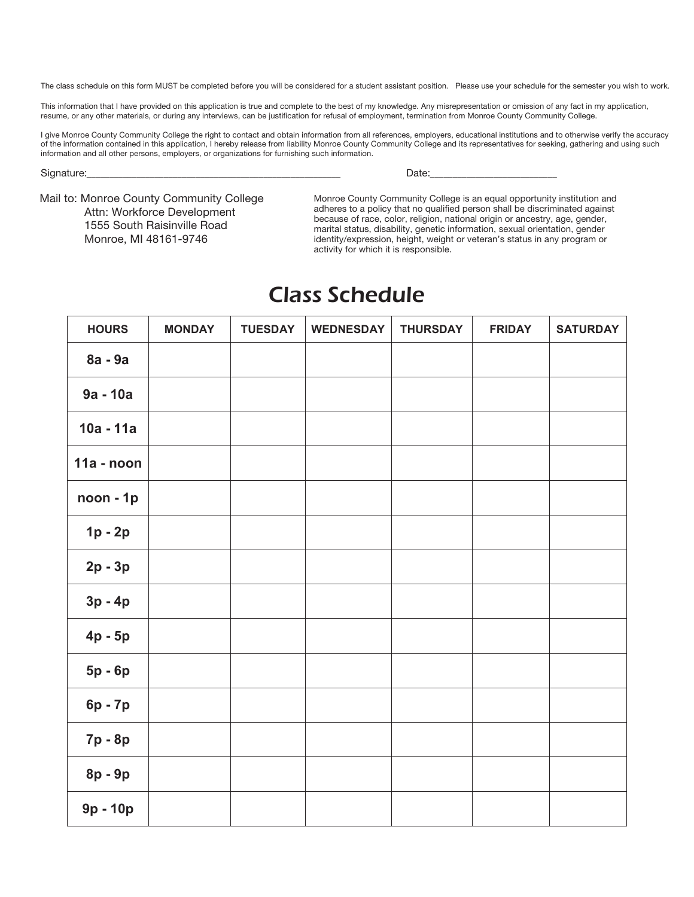The class schedule on this form MUST be completed before you will be considered for a student assistant position. Please use your schedule for the semester you wish to work.

This information that I have provided on this application is true and complete to the best of my knowledge. Any misrepresentation or omission of any fact in my application, resume, or any other materials, or during any interviews, can be justification for refusal of employment, termination from Monroe County Community College.

I give Monroe County Community College the right to contact and obtain information from all references, employers, educational institutions and to otherwise verify the accuracy of the information contained in this application, I hereby release from liability Monroe County Community College and its representatives for seeking, gathering and using such information and all other persons, employers, or organizations for furnishing such information.

Signature:_______________________________________________ Date:_______________________

Mail to: Monroe County Community College
Attn: Workforce Development
1555 South Raisinville Road
Monroe, MI 48161-9746

Monroe County Community College is an equal opportunity institution and adheres to a policy that no qualified person shall be discriminated against because of race, color, religion, national origin or ancestry, age, gender, marital status, disability, genetic information, sexual orientation, gender identity/expression, height, weight or veteran's status in any program or activity for which it is responsible.

# Class Schedule

| HOURS | MONDAY | TUESDAY | WEDNESDAY | THURSDAY | FRIDAY | SATURDAY |
|---|---|---|---|---|---|---|
| 8a - 9a | | | | | | |
| 9a - 10a | | | | | | |
| 10a - 11a | | | | | | |
| 11a - noon | | | | | | |
| noon - 1p | | | | | | |
| 1p - 2p | | | | | | |
| 2p - 3p | | | | | | |
| 3p - 4p | | | | | | |
| 4p - 5p | | | | | | |
| 5p - 6p | | | | | | |
| 6p - 7p | | | | | | |
| 7p - 8p | | | | | | |
| 8p - 9p | | | | | | |
| 9p - 10p | | | | | | |